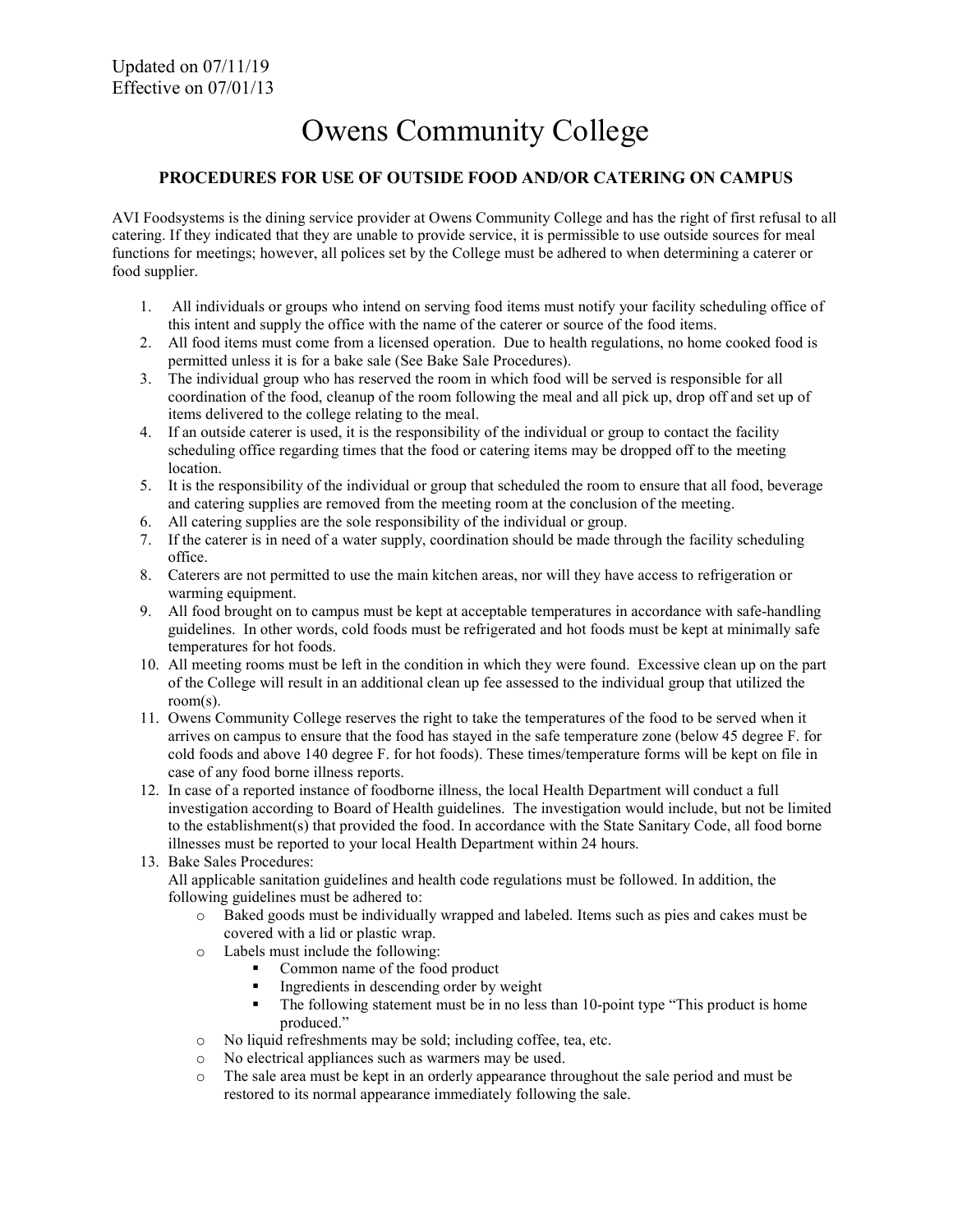Updated on 07/11/19
Effective on 07/01/13

# Owens Community College

## PROCEDURES FOR USE OF OUTSIDE FOOD AND/OR CATERING ON CAMPUS

AVI Foodsystems is the dining service provider at Owens Community College and has the right of first refusal to all catering. If they indicated that they are unable to provide service, it is permissible to use outside sources for meal functions for meetings; however, all polices set by the College must be adhered to when determining a caterer or food supplier.

1. All individuals or groups who intend on serving food items must notify your facility scheduling office of this intent and supply the office with the name of the caterer or source of the food items.
2. All food items must come from a licensed operation. Due to health regulations, no home cooked food is permitted unless it is for a bake sale (See Bake Sale Procedures).
3. The individual group who has reserved the room in which food will be served is responsible for all coordination of the food, cleanup of the room following the meal and all pick up, drop off and set up of items delivered to the college relating to the meal.
4. If an outside caterer is used, it is the responsibility of the individual or group to contact the facility scheduling office regarding times that the food or catering items may be dropped off to the meeting location.
5. It is the responsibility of the individual or group that scheduled the room to ensure that all food, beverage and catering supplies are removed from the meeting room at the conclusion of the meeting.
6. All catering supplies are the sole responsibility of the individual or group.
7. If the caterer is in need of a water supply, coordination should be made through the facility scheduling office.
8. Caterers are not permitted to use the main kitchen areas, nor will they have access to refrigeration or warming equipment.
9. All food brought on to campus must be kept at acceptable temperatures in accordance with safe-handling guidelines. In other words, cold foods must be refrigerated and hot foods must be kept at minimally safe temperatures for hot foods.
10. All meeting rooms must be left in the condition in which they were found. Excessive clean up on the part of the College will result in an additional clean up fee assessed to the individual group that utilized the room(s).
11. Owens Community College reserves the right to take the temperatures of the food to be served when it arrives on campus to ensure that the food has stayed in the safe temperature zone (below 45 degree F. for cold foods and above 140 degree F. for hot foods). These times/temperature forms will be kept on file in case of any food borne illness reports.
12. In case of a reported instance of foodborne illness, the local Health Department will conduct a full investigation according to Board of Health guidelines. The investigation would include, but not be limited to the establishment(s) that provided the food. In accordance with the State Sanitary Code, all food borne illnesses must be reported to your local Health Department within 24 hours.
13. Bake Sales Procedures:
    All applicable sanitation guidelines and health code regulations must be followed. In addition, the following guidelines must be adhered to:
    - Baked goods must be individually wrapped and labeled. Items such as pies and cakes must be covered with a lid or plastic wrap.
    - Labels must include the following:
        - Common name of the food product
        - Ingredients in descending order by weight
        - The following statement must be in no less than 10-point type "This product is home produced."
    - No liquid refreshments may be sold; including coffee, tea, etc.
    - No electrical appliances such as warmers may be used.
    - The sale area must be kept in an orderly appearance throughout the sale period and must be restored to its normal appearance immediately following the sale.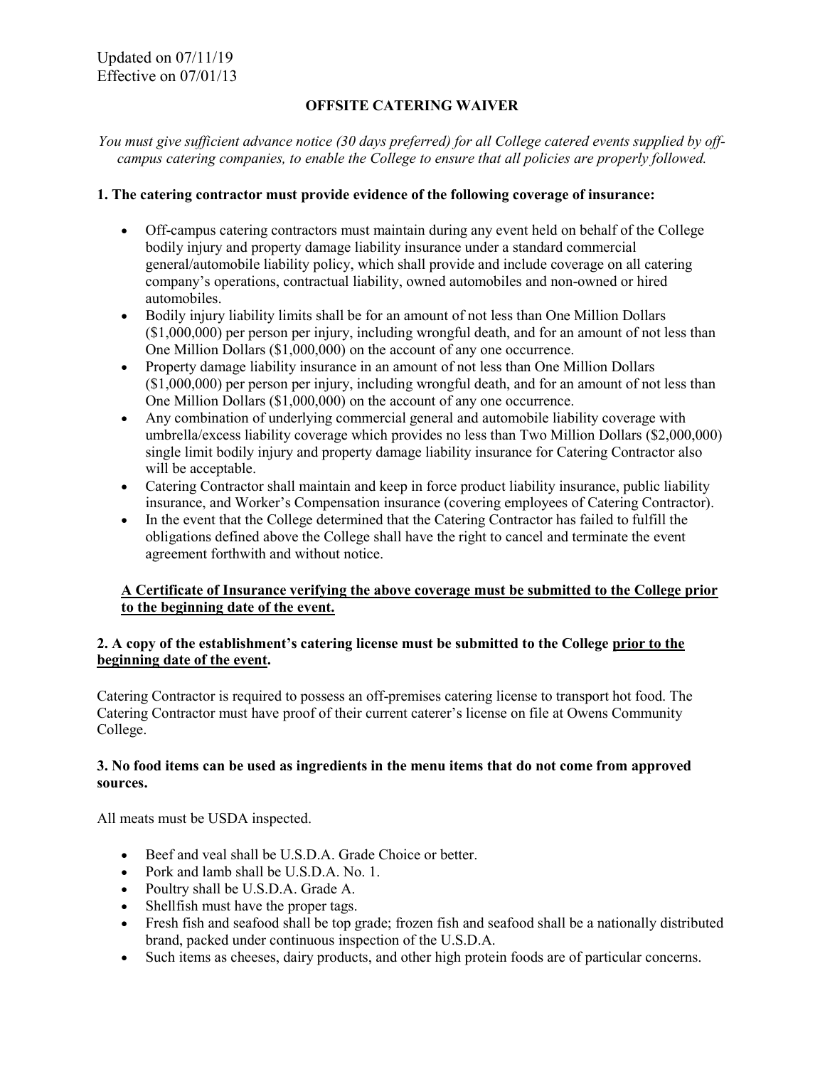Updated on 07/11/19
Effective on 07/01/13

## OFFSITE CATERING WAIVER

*You must give sufficient advance notice (30 days preferred) for all College catered events supplied by off-campus catering companies, to enable the College to ensure that all policies are properly followed.*

### 1. The catering contractor must provide evidence of the following coverage of insurance:

- Off-campus catering contractors must maintain during any event held on behalf of the College bodily injury and property damage liability insurance under a standard commercial general/automobile liability policy, which shall provide and include coverage on all catering company's operations, contractual liability, owned automobiles and non-owned or hired automobiles.
- Bodily injury liability limits shall be for an amount of not less than One Million Dollars ($1,000,000) per person per injury, including wrongful death, and for an amount of not less than One Million Dollars ($1,000,000) on the account of any one occurrence.
- Property damage liability insurance in an amount of not less than One Million Dollars ($1,000,000) per person per injury, including wrongful death, and for an amount of not less than One Million Dollars ($1,000,000) on the account of any one occurrence.
- Any combination of underlying commercial general and automobile liability coverage with umbrella/excess liability coverage which provides no less than Two Million Dollars ($2,000,000) single limit bodily injury and property damage liability insurance for Catering Contractor also will be acceptable.
- Catering Contractor shall maintain and keep in force product liability insurance, public liability insurance, and Worker's Compensation insurance (covering employees of Catering Contractor).
- In the event that the College determined that the Catering Contractor has failed to fulfill the obligations defined above the College shall have the right to cancel and terminate the event agreement forthwith and without notice.

**<u>A Certificate of Insurance verifying the above coverage must be submitted to the College prior to the beginning date of the event.</u>**

### 2. A copy of the establishment's catering license must be submitted to the College <u>prior to the beginning date of the event</u>.

Catering Contractor is required to possess an off-premises catering license to transport hot food. The Catering Contractor must have proof of their current caterer's license on file at Owens Community College.

### 3. No food items can be used as ingredients in the menu items that do not come from approved sources.

All meats must be USDA inspected.

- Beef and veal shall be U.S.D.A. Grade Choice or better.
- Pork and lamb shall be U.S.D.A. No. 1.
- Poultry shall be U.S.D.A. Grade A.
- Shellfish must have the proper tags.
- Fresh fish and seafood shall be top grade; frozen fish and seafood shall be a nationally distributed brand, packed under continuous inspection of the U.S.D.A.
- Such items as cheeses, dairy products, and other high protein foods are of particular concerns.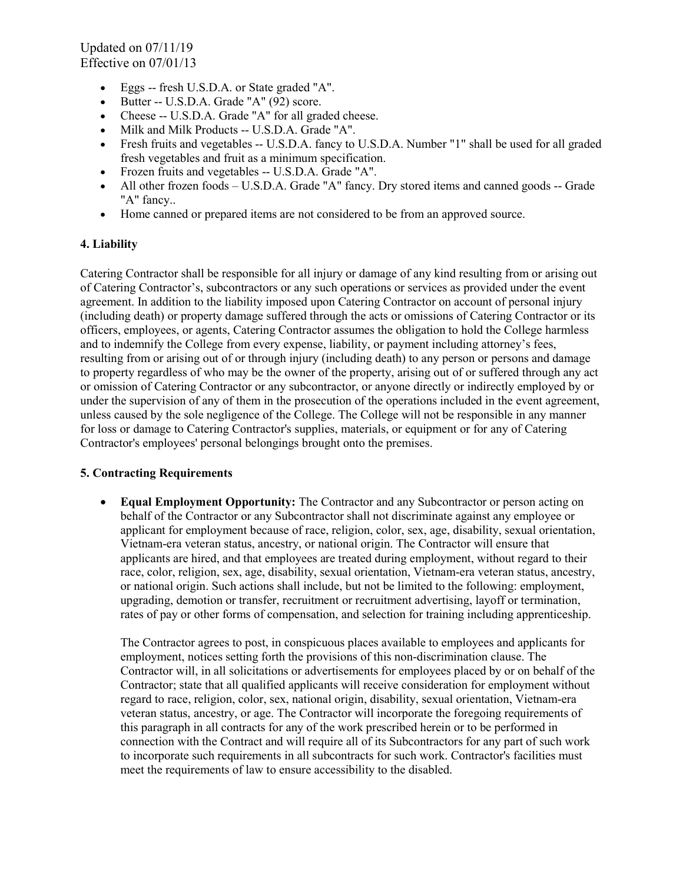- Eggs -- fresh U.S.D.A. or State graded "A".
- Butter -- U.S.D.A. Grade "A" (92) score.
- Cheese -- U.S.D.A. Grade "A" for all graded cheese.
- Milk and Milk Products -- U.S.D.A. Grade "A".
- Fresh fruits and vegetables -- U.S.D.A. fancy to U.S.D.A. Number "1" shall be used for all graded fresh vegetables and fruit as a minimum specification.
- Frozen fruits and vegetables -- U.S.D.A. Grade "A".
- All other frozen foods – U.S.D.A. Grade "A" fancy. Dry stored items and canned goods -- Grade "A" fancy..
- Home canned or prepared items are not considered to be from an approved source.

**4. Liability**

Catering Contractor shall be responsible for all injury or damage of any kind resulting from or arising out of Catering Contractor's, subcontractors or any such operations or services as provided under the event agreement. In addition to the liability imposed upon Catering Contractor on account of personal injury (including death) or property damage suffered through the acts or omissions of Catering Contractor or its officers, employees, or agents, Catering Contractor assumes the obligation to hold the College harmless and to indemnify the College from every expense, liability, or payment including attorney's fees, resulting from or arising out of or through injury (including death) to any person or persons and damage to property regardless of who may be the owner of the property, arising out of or suffered through any act or omission of Catering Contractor or any subcontractor, or anyone directly or indirectly employed by or under the supervision of any of them in the prosecution of the operations included in the event agreement, unless caused by the sole negligence of the College. The College will not be responsible in any manner for loss or damage to Catering Contractor's supplies, materials, or equipment or for any of Catering Contractor's employees' personal belongings brought onto the premises.

**5. Contracting Requirements**

- **Equal Employment Opportunity:** The Contractor and any Subcontractor or person acting on behalf of the Contractor or any Subcontractor shall not discriminate against any employee or applicant for employment because of race, religion, color, sex, age, disability, sexual orientation, Vietnam-era veteran status, ancestry, or national origin. The Contractor will ensure that applicants are hired, and that employees are treated during employment, without regard to their race, color, religion, sex, age, disability, sexual orientation, Vietnam-era veteran status, ancestry, or national origin. Such actions shall include, but not be limited to the following: employment, upgrading, demotion or transfer, recruitment or recruitment advertising, layoff or termination, rates of pay or other forms of compensation, and selection for training including apprenticeship.

  The Contractor agrees to post, in conspicuous places available to employees and applicants for employment, notices setting forth the provisions of this non-discrimination clause. The Contractor will, in all solicitations or advertisements for employees placed by or on behalf of the Contractor; state that all qualified applicants will receive consideration for employment without regard to race, religion, color, sex, national origin, disability, sexual orientation, Vietnam-era veteran status, ancestry, or age. The Contractor will incorporate the foregoing requirements of this paragraph in all contracts for any of the work prescribed herein or to be performed in connection with the Contract and will require all of its Subcontractors for any part of such work to incorporate such requirements in all subcontracts for such work. Contractor's facilities must meet the requirements of law to ensure accessibility to the disabled.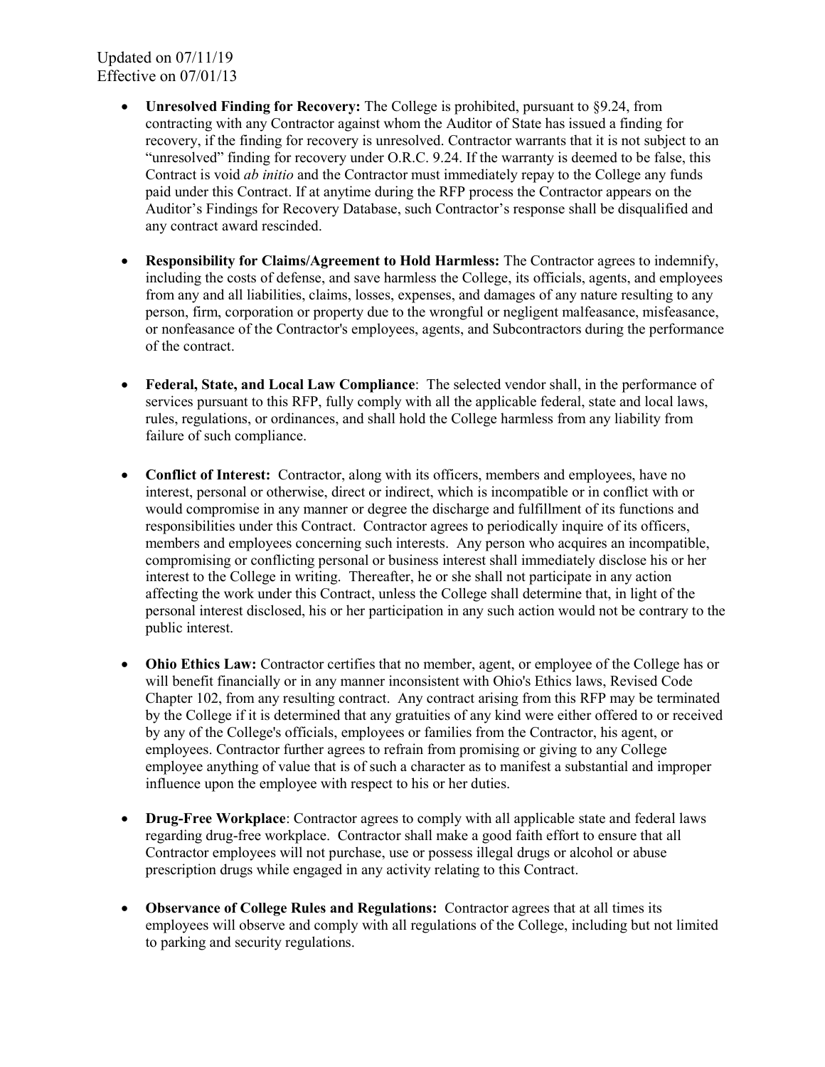Updated on 07/11/19
Effective on 07/01/13

- **Unresolved Finding for Recovery:** The College is prohibited, pursuant to §9.24, from contracting with any Contractor against whom the Auditor of State has issued a finding for recovery, if the finding for recovery is unresolved. Contractor warrants that it is not subject to an "unresolved" finding for recovery under O.R.C. 9.24. If the warranty is deemed to be false, this Contract is void *ab initio* and the Contractor must immediately repay to the College any funds paid under this Contract. If at anytime during the RFP process the Contractor appears on the Auditor's Findings for Recovery Database, such Contractor's response shall be disqualified and any contract award rescinded.

- **Responsibility for Claims/Agreement to Hold Harmless:** The Contractor agrees to indemnify, including the costs of defense, and save harmless the College, its officials, agents, and employees from any and all liabilities, claims, losses, expenses, and damages of any nature resulting to any person, firm, corporation or property due to the wrongful or negligent malfeasance, misfeasance, or nonfeasance of the Contractor's employees, agents, and Subcontractors during the performance of the contract.

- **Federal, State, and Local Law Compliance**: The selected vendor shall, in the performance of services pursuant to this RFP, fully comply with all the applicable federal, state and local laws, rules, regulations, or ordinances, and shall hold the College harmless from any liability from failure of such compliance.

- **Conflict of Interest:** Contractor, along with its officers, members and employees, have no interest, personal or otherwise, direct or indirect, which is incompatible or in conflict with or would compromise in any manner or degree the discharge and fulfillment of its functions and responsibilities under this Contract. Contractor agrees to periodically inquire of its officers, members and employees concerning such interests. Any person who acquires an incompatible, compromising or conflicting personal or business interest shall immediately disclose his or her interest to the College in writing. Thereafter, he or she shall not participate in any action affecting the work under this Contract, unless the College shall determine that, in light of the personal interest disclosed, his or her participation in any such action would not be contrary to the public interest.

- **Ohio Ethics Law:** Contractor certifies that no member, agent, or employee of the College has or will benefit financially or in any manner inconsistent with Ohio's Ethics laws, Revised Code Chapter 102, from any resulting contract. Any contract arising from this RFP may be terminated by the College if it is determined that any gratuities of any kind were either offered to or received by any of the College's officials, employees or families from the Contractor, his agent, or employees. Contractor further agrees to refrain from promising or giving to any College employee anything of value that is of such a character as to manifest a substantial and improper influence upon the employee with respect to his or her duties.

- **Drug-Free Workplace**: Contractor agrees to comply with all applicable state and federal laws regarding drug-free workplace. Contractor shall make a good faith effort to ensure that all Contractor employees will not purchase, use or possess illegal drugs or alcohol or abuse prescription drugs while engaged in any activity relating to this Contract.

- **Observance of College Rules and Regulations:** Contractor agrees that at all times its employees will observe and comply with all regulations of the College, including but not limited to parking and security regulations.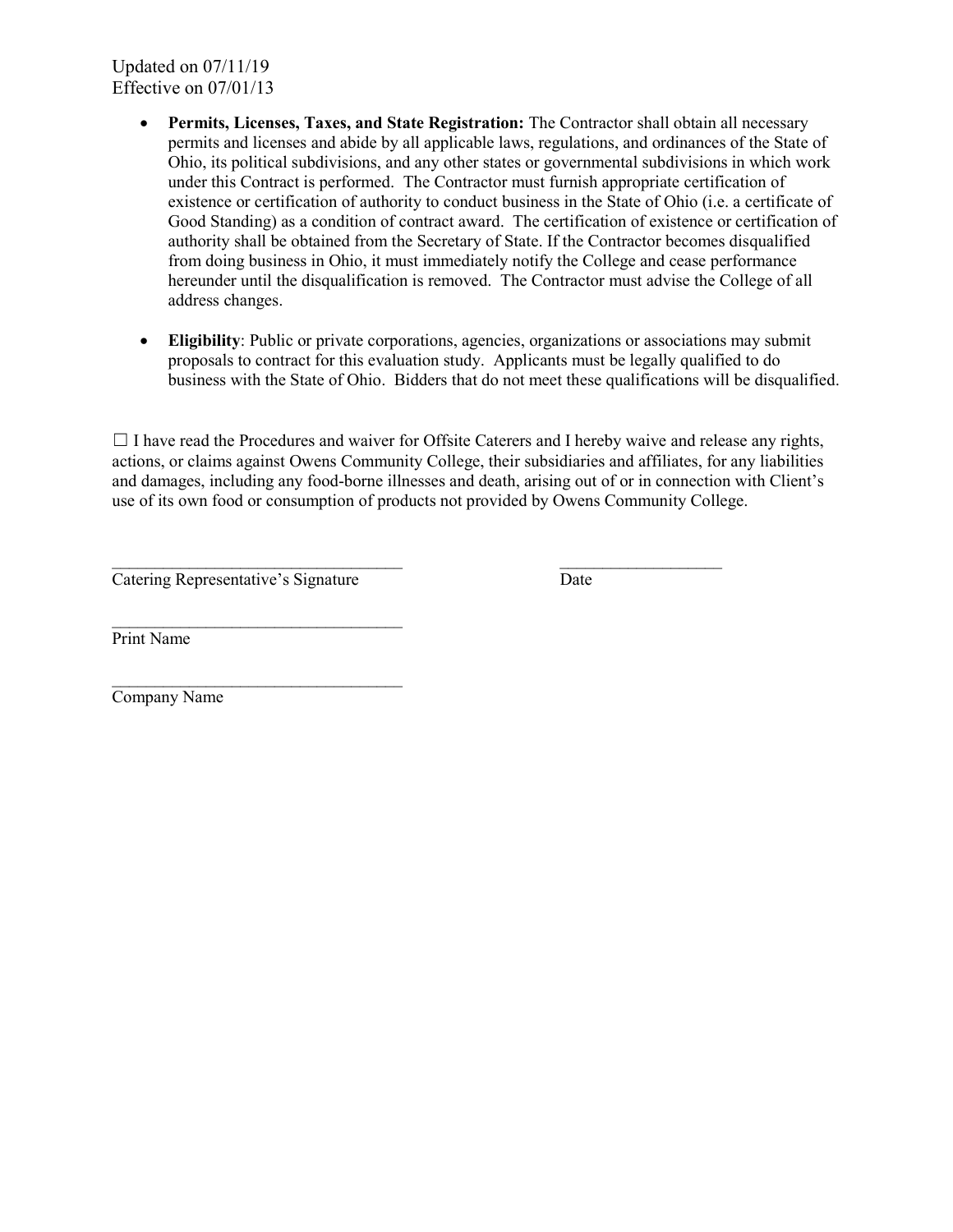Updated on 07/11/19
Effective on 07/01/13

- **Permits, Licenses, Taxes, and State Registration:** The Contractor shall obtain all necessary permits and licenses and abide by all applicable laws, regulations, and ordinances of the State of Ohio, its political subdivisions, and any other states or governmental subdivisions in which work under this Contract is performed. The Contractor must furnish appropriate certification of existence or certification of authority to conduct business in the State of Ohio (i.e. a certificate of Good Standing) as a condition of contract award. The certification of existence or certification of authority shall be obtained from the Secretary of State. If the Contractor becomes disqualified from doing business in Ohio, it must immediately notify the College and cease performance hereunder until the disqualification is removed. The Contractor must advise the College of all address changes.

- **Eligibility**: Public or private corporations, agencies, organizations or associations may submit proposals to contract for this evaluation study. Applicants must be legally qualified to do business with the State of Ohio. Bidders that do not meet these qualifications will be disqualified.

☐ I have read the Procedures and waiver for Offsite Caterers and I hereby waive and release any rights, actions, or claims against Owens Community College, their subsidiaries and affiliates, for any liabilities and damages, including any food-borne illnesses and death, arising out of or in connection with Client's use of its own food or consumption of products not provided by Owens Community College.

___________________________________ ___________________
Catering Representative's Signature Date

___________________________________
Print Name

___________________________________
Company Name